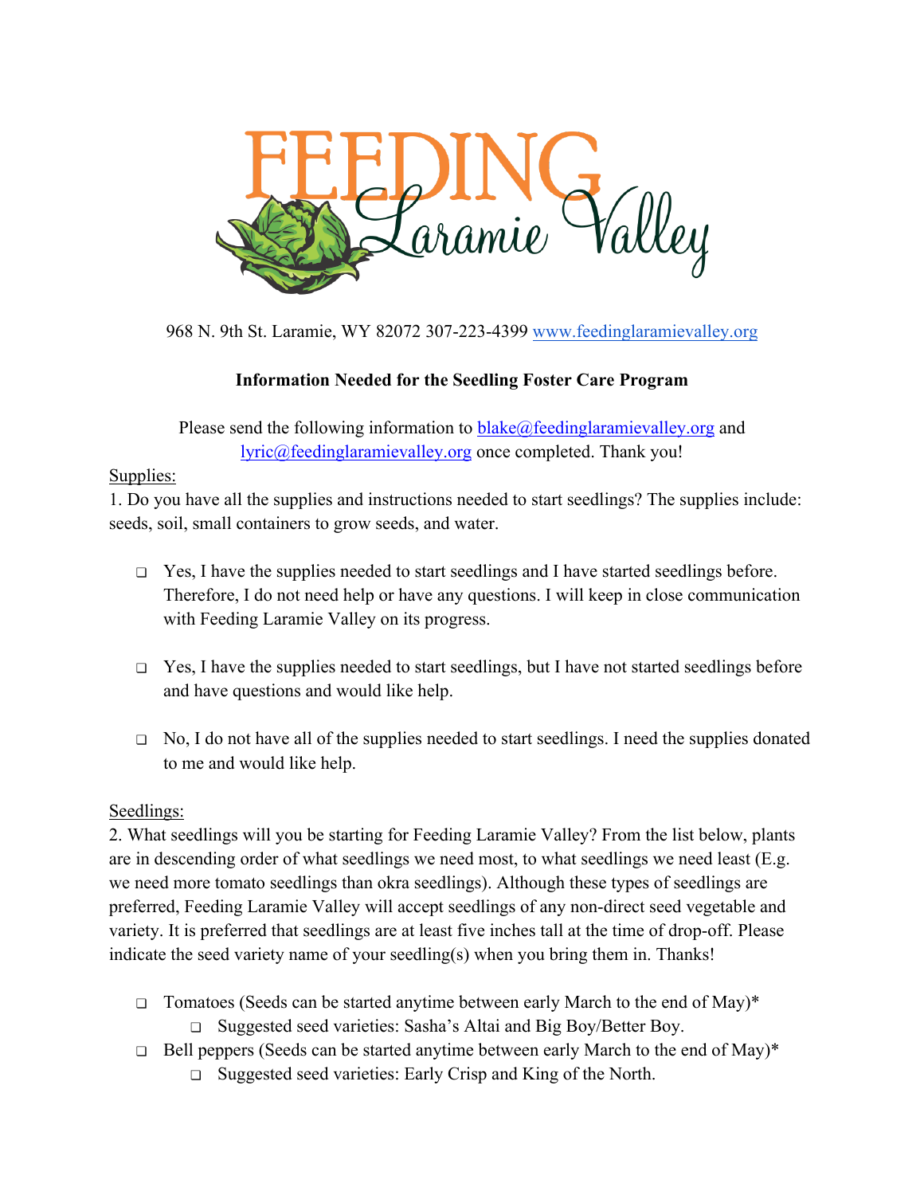# FEEDING Laramie Valley

968 N. 9th St. Laramie, WY 82072 307-223-4399 www.feedinglaramievalley.org

**Information Needed for the Seedling Foster Care Program**

Please send the following information to blake@feedinglaramievalley.org and lyric@feedinglaramievalley.org once completed. Thank you!

Supplies:

1. Do you have all the supplies and instructions needed to start seedlings? The supplies include: seeds, soil, small containers to grow seeds, and water.

- ❑ Yes, I have the supplies needed to start seedlings and I have started seedlings before. Therefore, I do not need help or have any questions. I will keep in close communication with Feeding Laramie Valley on its progress.
- ❑ Yes, I have the supplies needed to start seedlings, but I have not started seedlings before and have questions and would like help.
- ❑ No, I do not have all of the supplies needed to start seedlings. I need the supplies donated to me and would like help.

Seedlings:

2. What seedlings will you be starting for Feeding Laramie Valley? From the list below, plants are in descending order of what seedlings we need most, to what seedlings we need least (E.g. we need more tomato seedlings than okra seedlings). Although these types of seedlings are preferred, Feeding Laramie Valley will accept seedlings of any non-direct seed vegetable and variety. It is preferred that seedlings are at least five inches tall at the time of drop-off. Please indicate the seed variety name of your seedling(s) when you bring them in. Thanks!

- ❑ Tomatoes (Seeds can be started anytime between early March to the end of May)*
  - ❑ Suggested seed varieties: Sasha's Altai and Big Boy/Better Boy.
- ❑ Bell peppers (Seeds can be started anytime between early March to the end of May)*
  - ❑ Suggested seed varieties: Early Crisp and King of the North.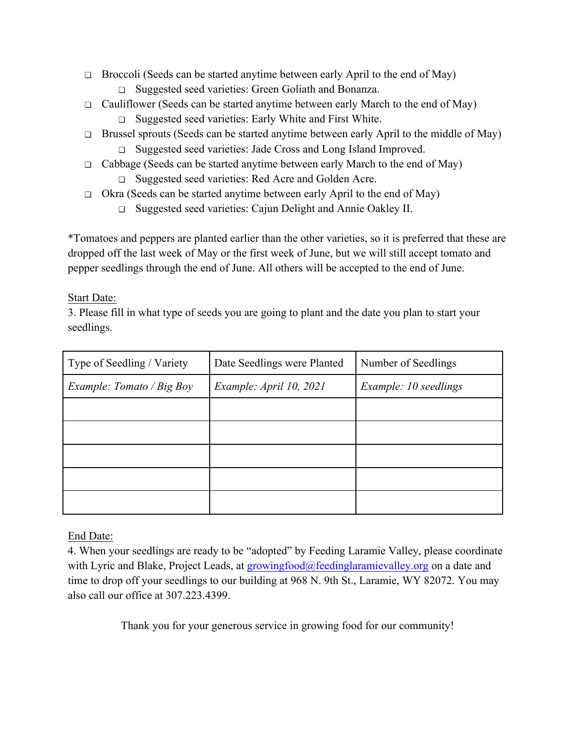- ❑ Broccoli (Seeds can be started anytime between early April to the end of May)
  - ❑ Suggested seed varieties: Green Goliath and Bonanza.
- ❑ Cauliflower (Seeds can be started anytime between early March to the end of May)
  - ❑ Suggested seed varieties: Early White and First White.
- ❑ Brussel sprouts (Seeds can be started anytime between early April to the middle of May)
  - ❑ Suggested seed varieties: Jade Cross and Long Island Improved.
- ❑ Cabbage (Seeds can be started anytime between early March to the end of May)
  - ❑ Suggested seed varieties: Red Acre and Golden Acre.
- ❑ Okra (Seeds can be started anytime between early April to the end of May)
  - ❑ Suggested seed varieties: Cajun Delight and Annie Oakley II.

*Tomatoes and peppers are planted earlier than the other varieties, so it is preferred that these are dropped off the last week of May or the first week of June, but we will still accept tomato and pepper seedlings through the end of June. All others will be accepted to the end of June.

<u>Start Date:</u>

3. Please fill in what type of seeds you are going to plant and the date you plan to start your seedlings.

| Type of Seedling / Variety | Date Seedlings were Planted | Number of Seedlings |
|---|---|---|
| *Example: Tomato / Big Boy* | *Example: April 10, 2021* | *Example: 10 seedlings* |
| | | |
| | | |
| | | |
| | | |
| | | |

<u>End Date:</u>

4. When your seedlings are ready to be "adopted" by Feeding Laramie Valley, please coordinate with Lyric and Blake, Project Leads, at growingfood@feedinglaramievalley.org on a date and time to drop off your seedlings to our building at 968 N. 9th St., Laramie, WY 82072. You may also call our office at 307.223.4399.

Thank you for your generous service in growing food for our community!